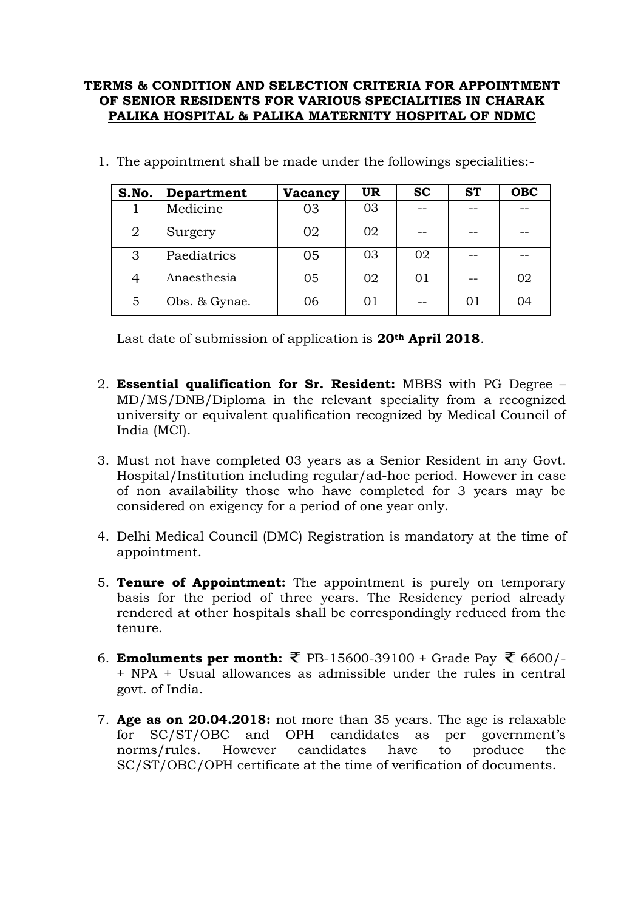**TERMS & CONDITION AND SELECTION CRITERIA FOR APPOINTMENT OF SENIOR RESIDENTS FOR VARIOUS SPECIALITIES IN CHARAK PALIKA HOSPITAL & PALIKA MATERNITY HOSPITAL OF NDMC**

1. The appointment shall be made under the followings specialities:-

| S.No. | Department | Vacancy | UR | SC | ST | OBC |
|---|---|---|---|---|---|---|
| 1 | Medicine | 03 | 03 | -- | -- | -- |
| 2 | Surgery | 02 | 02 | -- | -- | -- |
| 3 | Paediatrics | 05 | 03 | 02 | -- | -- |
| 4 | Anaesthesia | 05 | 02 | 01 | -- | 02 |
| 5 | Obs. & Gynae. | 06 | 01 | -- | 01 | 04 |

   Last date of submission of application is **20th April 2018**.

2. **Essential qualification for Sr. Resident:** MBBS with PG Degree – MD/MS/DNB/Diploma in the relevant speciality from a recognized university or equivalent qualification recognized by Medical Council of India (MCI).

3. Must not have completed 03 years as a Senior Resident in any Govt. Hospital/Institution including regular/ad-hoc period. However in case of non availability those who have completed for 3 years may be considered on exigency for a period of one year only.

4. Delhi Medical Council (DMC) Registration is mandatory at the time of appointment.

5. **Tenure of Appointment:** The appointment is purely on temporary basis for the period of three years. The Residency period already rendered at other hospitals shall be correspondingly reduced from the tenure.

6. **Emoluments per month:** ₹ PB-15600-39100 + Grade Pay ₹ 6600/- + NPA + Usual allowances as admissible under the rules in central govt. of India.

7. **Age as on 20.04.2018:** not more than 35 years. The age is relaxable for SC/ST/OBC and OPH candidates as per government's norms/rules. However candidates have to produce the SC/ST/OBC/OPH certificate at the time of verification of documents.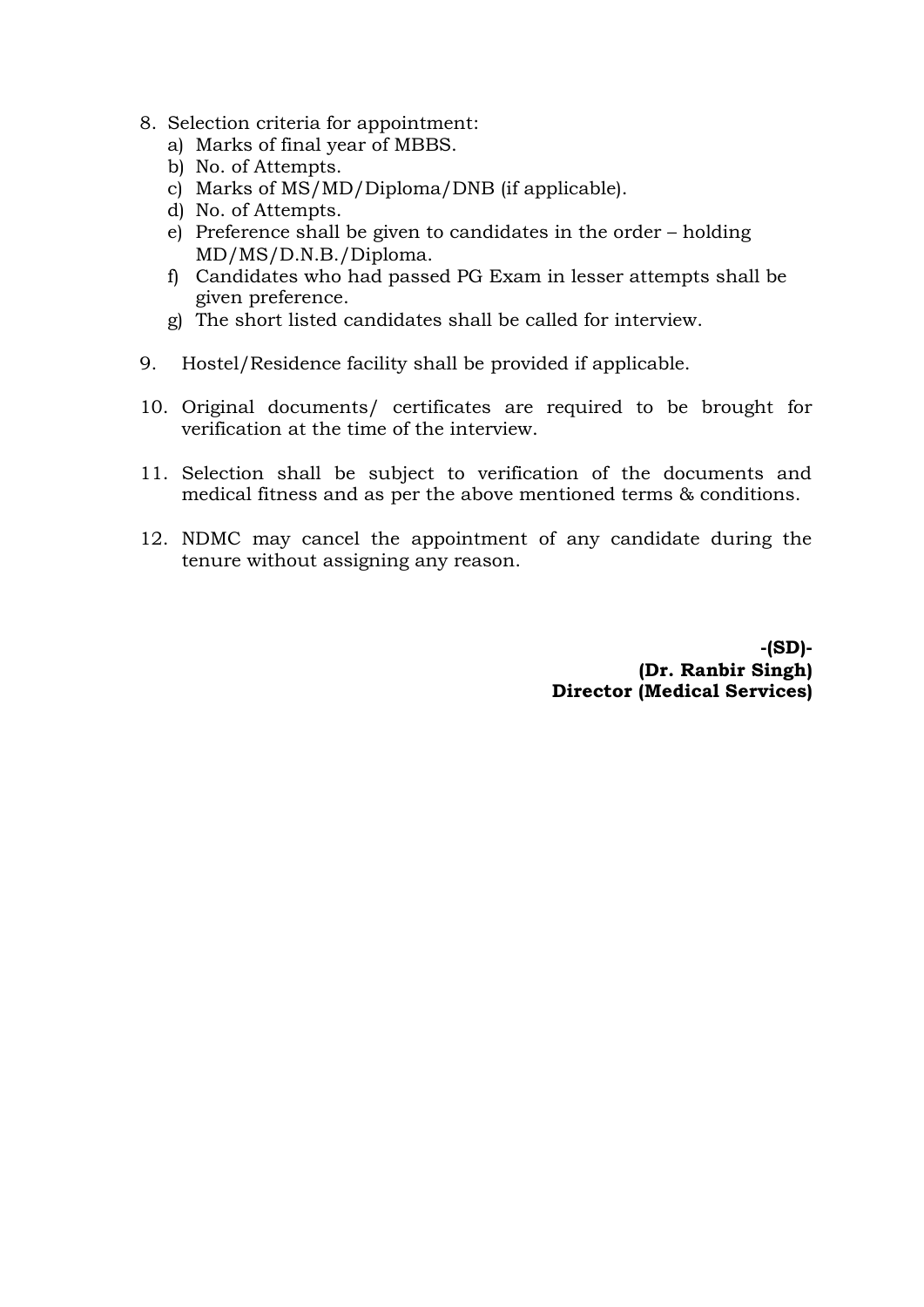8. Selection criteria for appointment:
   a) Marks of final year of MBBS.
   b) No. of Attempts.
   c) Marks of MS/MD/Diploma/DNB (if applicable).
   d) No. of Attempts.
   e) Preference shall be given to candidates in the order – holding MD/MS/D.N.B./Diploma.
   f) Candidates who had passed PG Exam in lesser attempts shall be given preference.
   g) The short listed candidates shall be called for interview.

9. Hostel/Residence facility shall be provided if applicable.

10. Original documents/ certificates are required to be brought for verification at the time of the interview.

11. Selection shall be subject to verification of the documents and medical fitness and as per the above mentioned terms & conditions.

12. NDMC may cancel the appointment of any candidate during the tenure without assigning any reason.

**-(SD)-**
**(Dr. Ranbir Singh)**
**Director (Medical Services)**